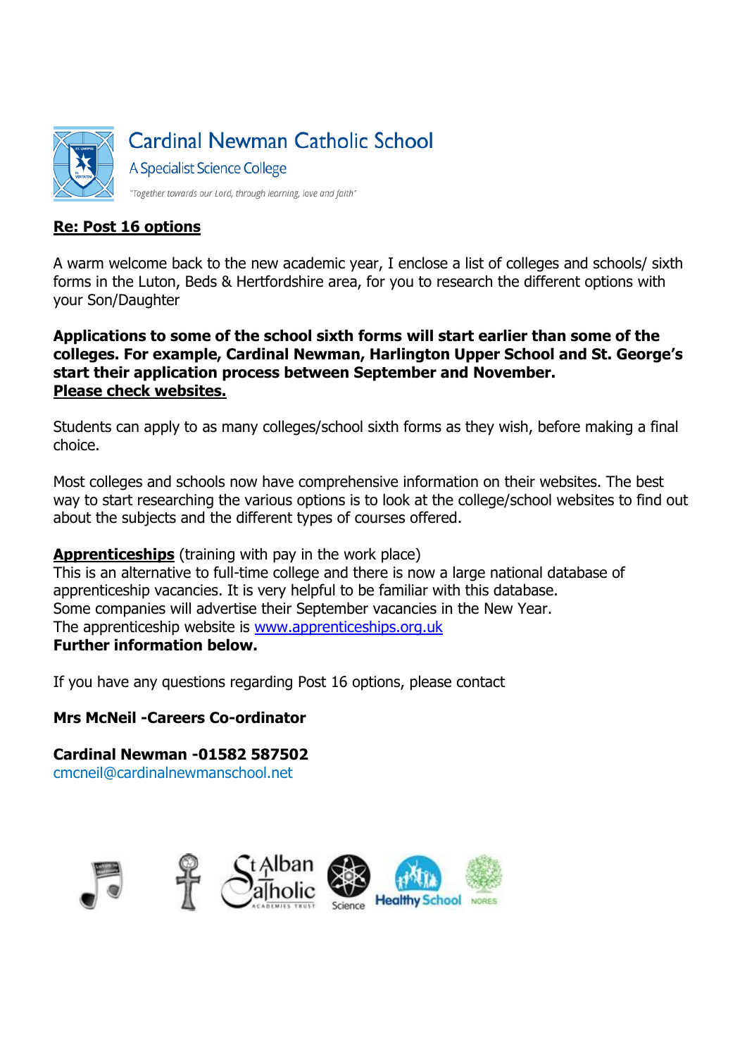# Cardinal Newman Catholic School

A Specialist Science College

*"Together towards our Lord, through learning, love and faith"*

## Re: Post 16 options

A warm welcome back to the new academic year, I enclose a list of colleges and schools/ sixth forms in the Luton, Beds & Hertfordshire area, for you to research the different options with your Son/Daughter

**Applications to some of the school sixth forms will start earlier than some of the colleges. For example, Cardinal Newman, Harlington Upper School and St. George's start their application process between September and November.**
**Please check websites.**

Students can apply to as many colleges/school sixth forms as they wish, before making a final choice.

Most colleges and schools now have comprehensive information on their websites. The best way to start researching the various options is to look at the college/school websites to find out about the subjects and the different types of courses offered.

**Apprenticeships** (training with pay in the work place)
This is an alternative to full-time college and there is now a large national database of apprenticeship vacancies. It is very helpful to be familiar with this database.
Some companies will advertise their September vacancies in the New Year.
The apprenticeship website is www.apprenticeships.org.uk
**Further information below.**

If you have any questions regarding Post 16 options, please contact

**Mrs McNeil -Careers Co-ordinator**

**Cardinal Newman -01582 587502**
cmcneil@cardinalnewmanschool.net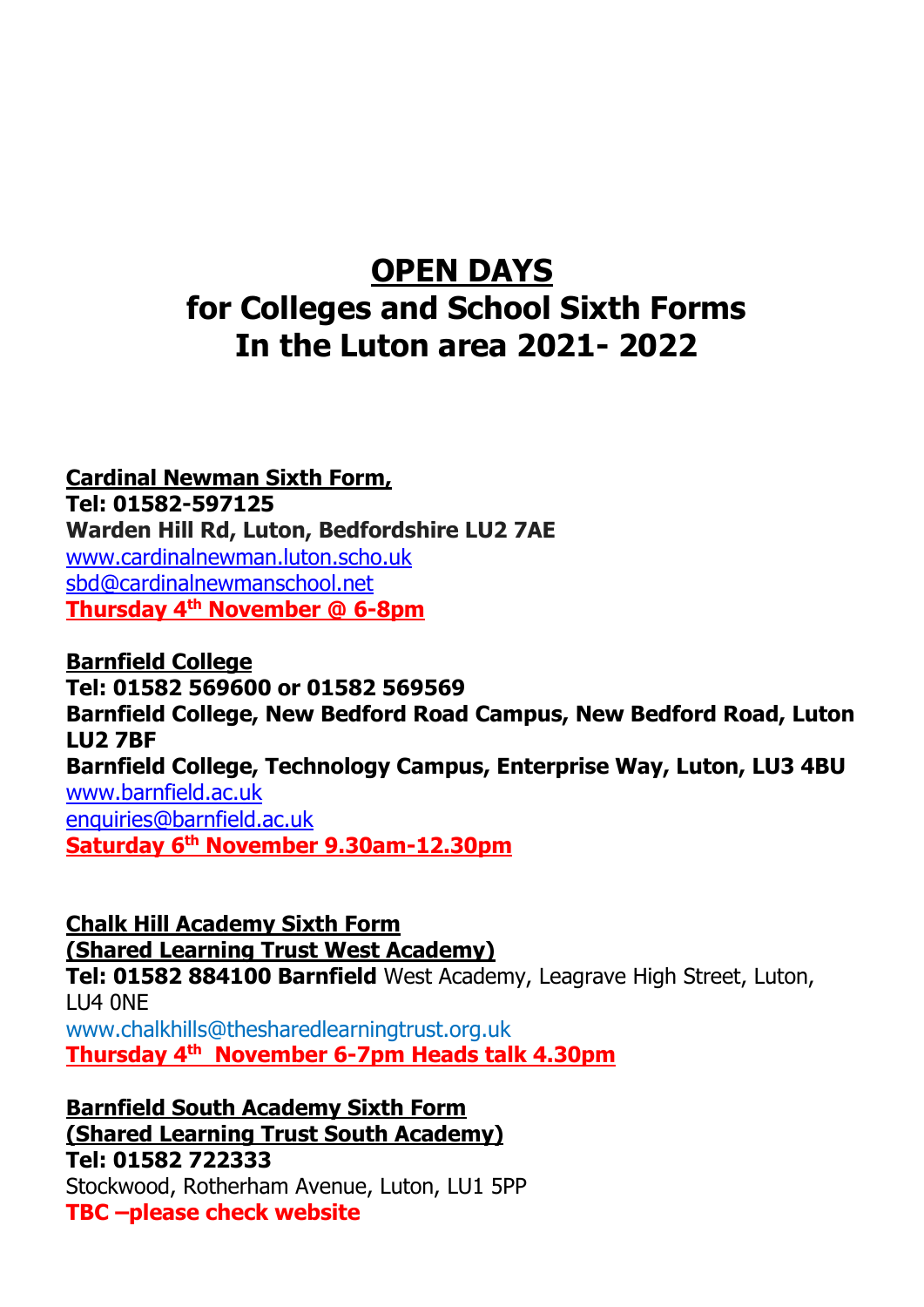# OPEN DAYS
# for Colleges and School Sixth Forms In the Luton area 2021- 2022

**Cardinal Newman Sixth Form,**
**Tel: 01582-597125**
**Warden Hill Rd, Luton, Bedfordshire LU2 7AE**
www.cardinalnewman.luton.scho.uk
sbd@cardinalnewmanschool.net
**Thursday 4th November @ 6-8pm**

**Barnfield College**
**Tel: 01582 569600 or 01582 569569**
**Barnfield College, New Bedford Road Campus, New Bedford Road, Luton LU2 7BF**
**Barnfield College, Technology Campus, Enterprise Way, Luton, LU3 4BU**
www.barnfield.ac.uk
enquiries@barnfield.ac.uk
**Saturday 6th November 9.30am-12.30pm**

**Chalk Hill Academy Sixth Form**
**(Shared Learning Trust West Academy)**
**Tel: 01582 884100 Barnfield** West Academy, Leagrave High Street, Luton, LU4 0NE
www.chalkhills@thesharedlearningtrust.org.uk
**Thursday 4th November 6-7pm Heads talk 4.30pm**

**Barnfield South Academy Sixth Form**
**(Shared Learning Trust South Academy)**
**Tel: 01582 722333**
Stockwood, Rotherham Avenue, Luton, LU1 5PP
**TBC –please check website**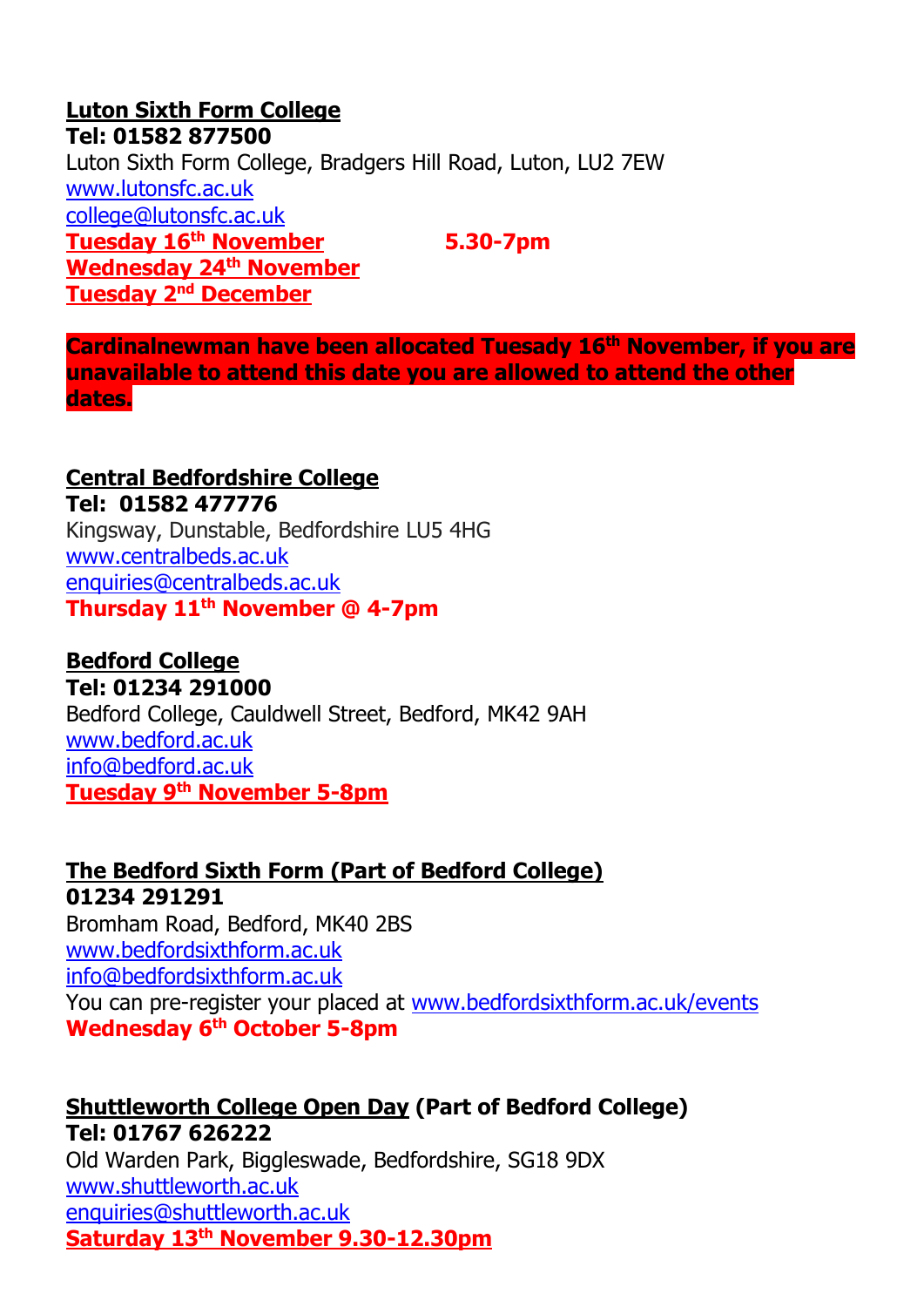**Luton Sixth Form College**
**Tel: 01582 877500**
Luton Sixth Form College, Bradgers Hill Road, Luton, LU2 7EW
www.lutonsfc.ac.uk
college@lutonsfc.ac.uk
**Tuesday 16th November 5.30-7pm**
**Wednesday 24th November**
**Tuesday 2nd December**

**Cardinalnewman have been allocated Tuesady 16th November, if you are unavailable to attend this date you are allowed to attend the other dates.**

**Central Bedfordshire College**
**Tel: 01582 477776**
Kingsway, Dunstable, Bedfordshire LU5 4HG
www.centralbeds.ac.uk
enquiries@centralbeds.ac.uk
**Thursday 11th November @ 4-7pm**

**Bedford College**
**Tel: 01234 291000**
Bedford College, Cauldwell Street, Bedford, MK42 9AH
www.bedford.ac.uk
info@bedford.ac.uk
**Tuesday 9th November 5-8pm**

**The Bedford Sixth Form (Part of Bedford College)**
**01234 291291**
Bromham Road, Bedford, MK40 2BS
www.bedfordsixthform.ac.uk
info@bedfordsixthform.ac.uk
You can pre-register your placed at www.bedfordsixthform.ac.uk/events
**Wednesday 6th October 5-8pm**

**Shuttleworth College Open Day (Part of Bedford College)**
**Tel: 01767 626222**
Old Warden Park, Biggleswade, Bedfordshire, SG18 9DX
www.shuttleworth.ac.uk
enquiries@shuttleworth.ac.uk
**Saturday 13th November 9.30-12.30pm**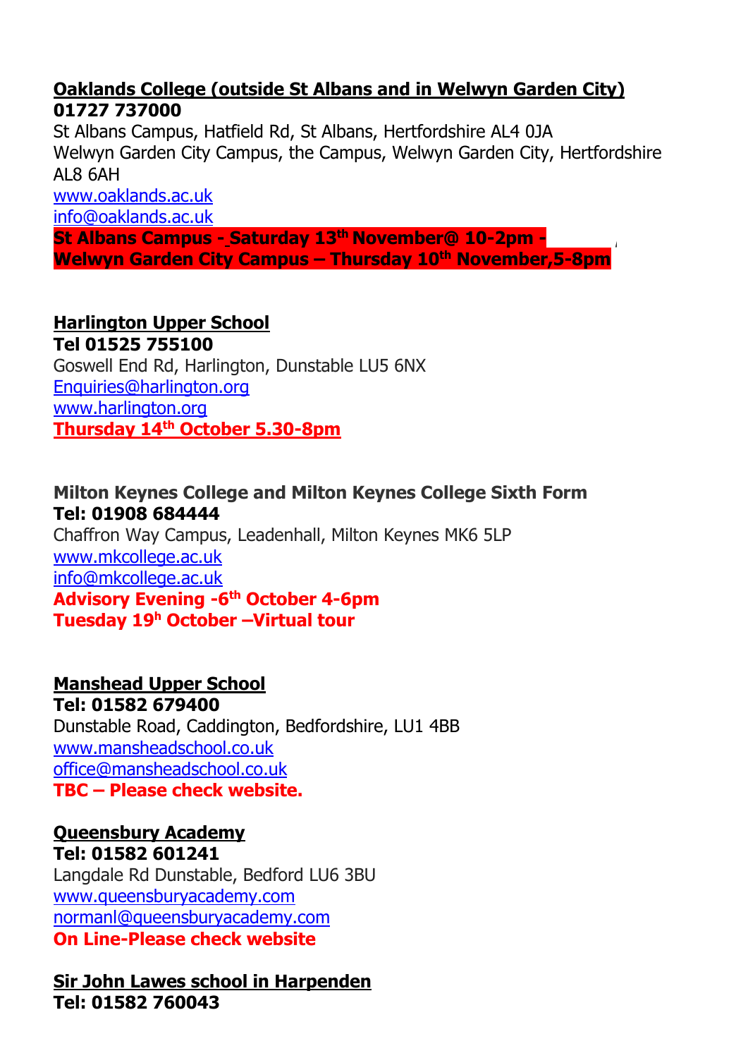**Oaklands College (outside St Albans and in Welwyn Garden City)**
**01727 737000**
St Albans Campus, Hatfield Rd, St Albans, Hertfordshire AL4 0JA
Welwyn Garden City Campus, the Campus, Welwyn Garden City, Hertfordshire AL8 6AH
www.oaklands.ac.uk
info@oaklands.ac.uk
**St Albans Campus - Saturday 13th November@ 10-2pm -**
**Welwyn Garden City Campus – Thursday 10th November,5-8pm**

**Harlington Upper School**
**Tel 01525 755100**
Goswell End Rd, Harlington, Dunstable LU5 6NX
Enquiries@harlington.org
www.harlington.org
**Thursday 14th October 5.30-8pm**

**Milton Keynes College and Milton Keynes College Sixth Form**
**Tel: 01908 684444**
Chaffron Way Campus, Leadenhall, Milton Keynes MK6 5LP
www.mkcollege.ac.uk
info@mkcollege.ac.uk
**Advisory Evening -6th October 4-6pm**
**Tuesday 19h October –Virtual tour**

**Manshead Upper School**
**Tel: 01582 679400**
Dunstable Road, Caddington, Bedfordshire, LU1 4BB
www.mansheadschool.co.uk
office@mansheadschool.co.uk
**TBC – Please check website.**

**Queensbury Academy**
**Tel: 01582 601241**
Langdale Rd Dunstable, Bedford LU6 3BU
www.queensburyacademy.com
normanl@queensburyacademy.com
**On Line-Please check website**

**Sir John Lawes school in Harpenden**
**Tel: 01582 760043**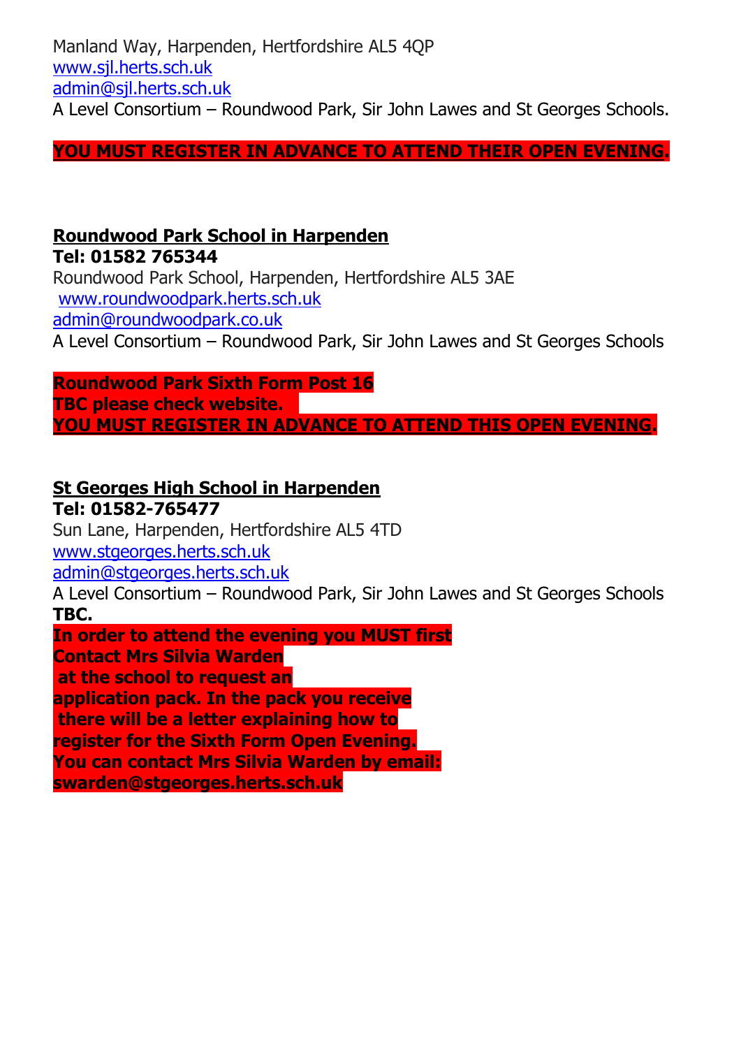Manland Way, Harpenden, Hertfordshire AL5 4QP
www.sjl.herts.sch.uk
admin@sjl.herts.sch.uk
A Level Consortium – Roundwood Park, Sir John Lawes and St Georges Schools.

**YOU MUST REGISTER IN ADVANCE TO ATTEND THEIR OPEN EVENING.**

**Roundwood Park School in Harpenden**
**Tel: 01582 765344**
Roundwood Park School, Harpenden, Hertfordshire AL5 3AE
www.roundwoodpark.herts.sch.uk
admin@roundwoodpark.co.uk
A Level Consortium – Roundwood Park, Sir John Lawes and St Georges Schools

**Roundwood Park Sixth Form Post 16**
**TBC please check website.**
**YOU MUST REGISTER IN ADVANCE TO ATTEND THIS OPEN EVENING.**

**St Georges High School in Harpenden**
**Tel: 01582-765477**
Sun Lane, Harpenden, Hertfordshire AL5 4TD
www.stgeorges.herts.sch.uk
admin@stgeorges.herts.sch.uk
A Level Consortium – Roundwood Park, Sir John Lawes and St Georges Schools
**TBC.**
**In order to attend the evening you MUST first Contact Mrs Silvia Warden at the school to request an application pack. In the pack you receive there will be a letter explaining how to register for the Sixth Form Open Evening. You can contact Mrs Silvia Warden by email: swarden@stgeorges.herts.sch.uk**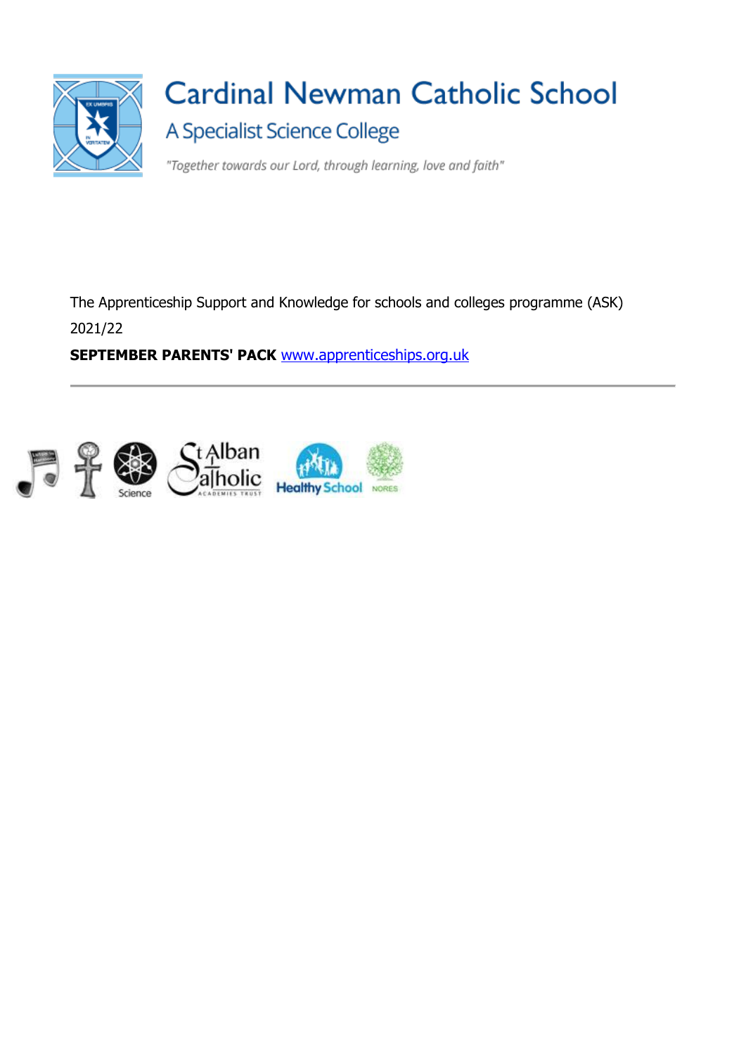# Cardinal Newman Catholic School

## A Specialist Science College

*"Together towards our Lord, through learning, love and faith"*

The Apprenticeship Support and Knowledge for schools and colleges programme (ASK) 2021/22

**SEPTEMBER PARENTS' PACK** [www.apprenticeships.org.uk](http://www.apprenticeships.org.uk)

---